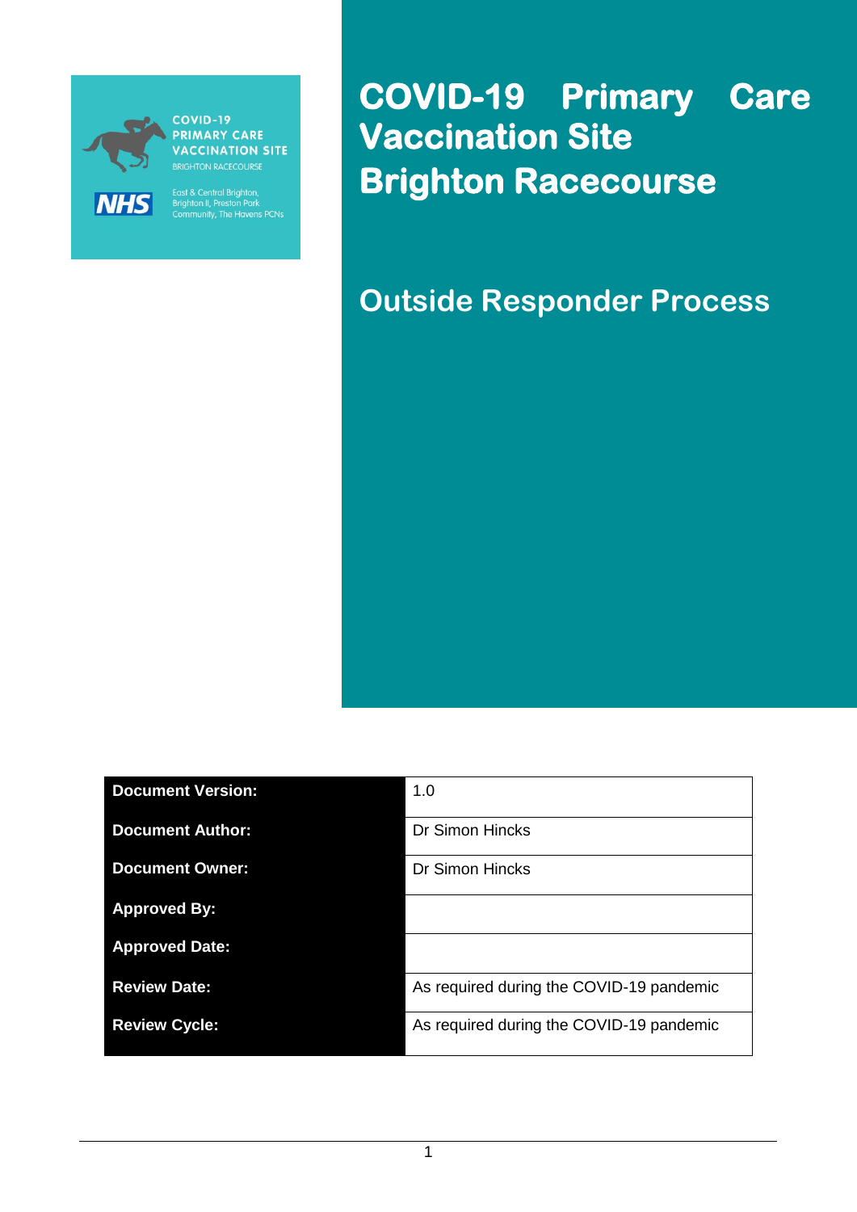COVID-19 PRIMARY CARE VACCINATION SITE
BRIGHTON RACECOURSE

NHS

East & Central Brighton, Brighton II, Preston Park Community, The Havens PCNs

# COVID-19 Primary Care Vaccination Site Brighton Racecourse

## Outside Responder Process

| | |
|---|---|
| **Document Version:** | 1.0 |
| **Document Author:** | Dr Simon Hincks |
| **Document Owner:** | Dr Simon Hincks |
| **Approved By:** | |
| **Approved Date:** | |
| **Review Date:** | As required during the COVID-19 pandemic |
| **Review Cycle:** | As required during the COVID-19 pandemic |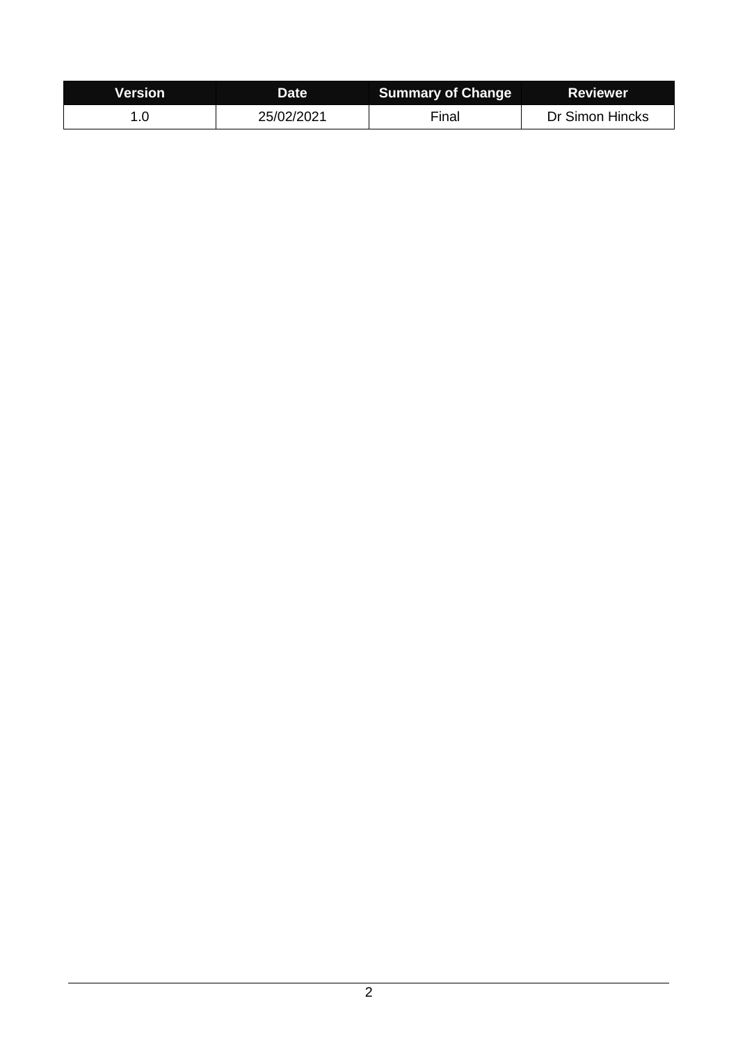| Version | Date | Summary of Change | Reviewer |
|---|---|---|---|
| 1.0 | 25/02/2021 | Final | Dr Simon Hincks |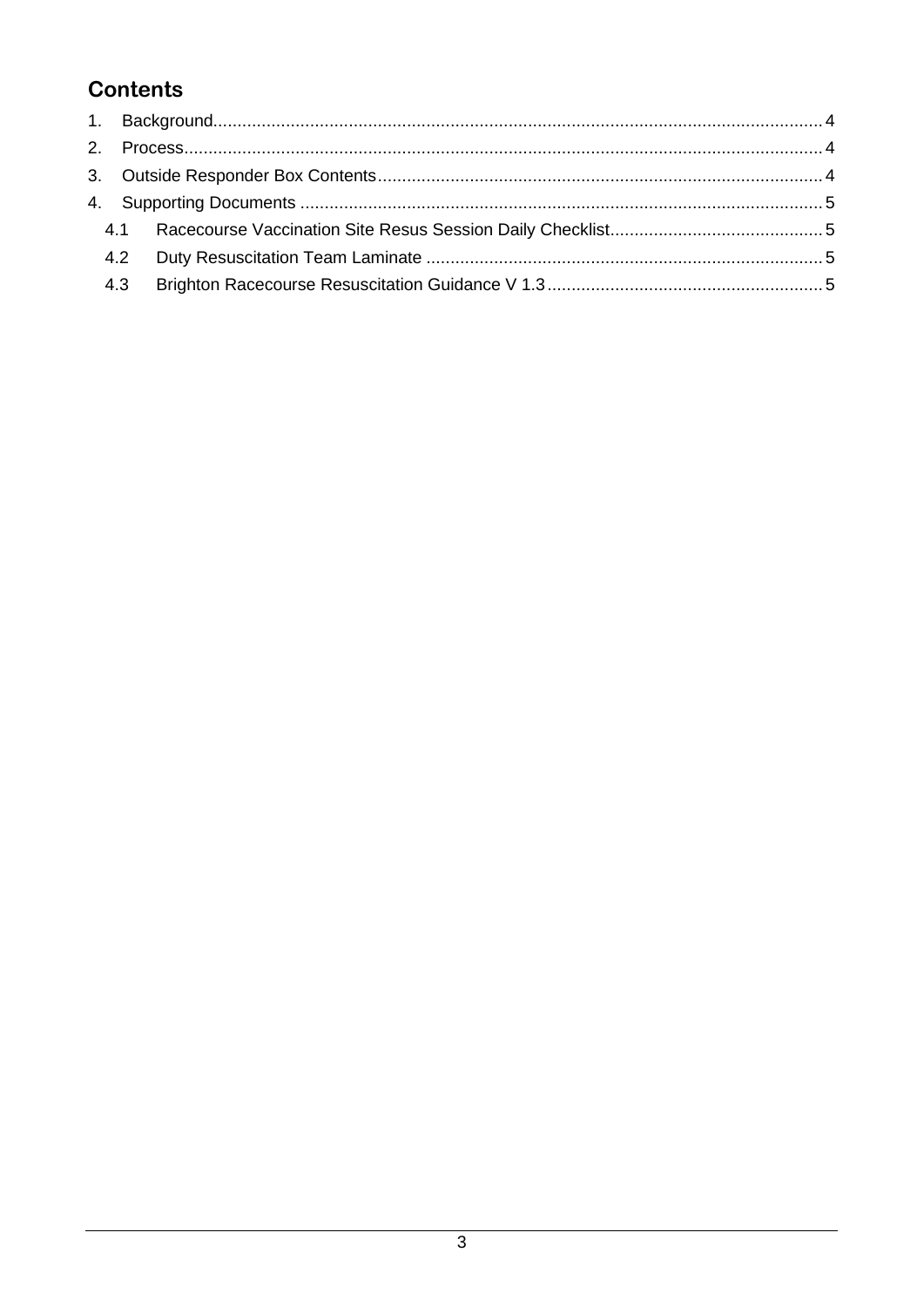## Contents

1. Background ........................................................................ 4
2. Process ........................................................................ 4
3. Outside Responder Box Contents ........................................................................ 4
4. Supporting Documents ........................................................................ 5
   - 4.1 Racecourse Vaccination Site Resus Session Daily Checklist ........................................................................ 5
   - 4.2 Duty Resuscitation Team Laminate ........................................................................ 5
   - 4.3 Brighton Racecourse Resuscitation Guidance V 1.3 ........................................................................ 5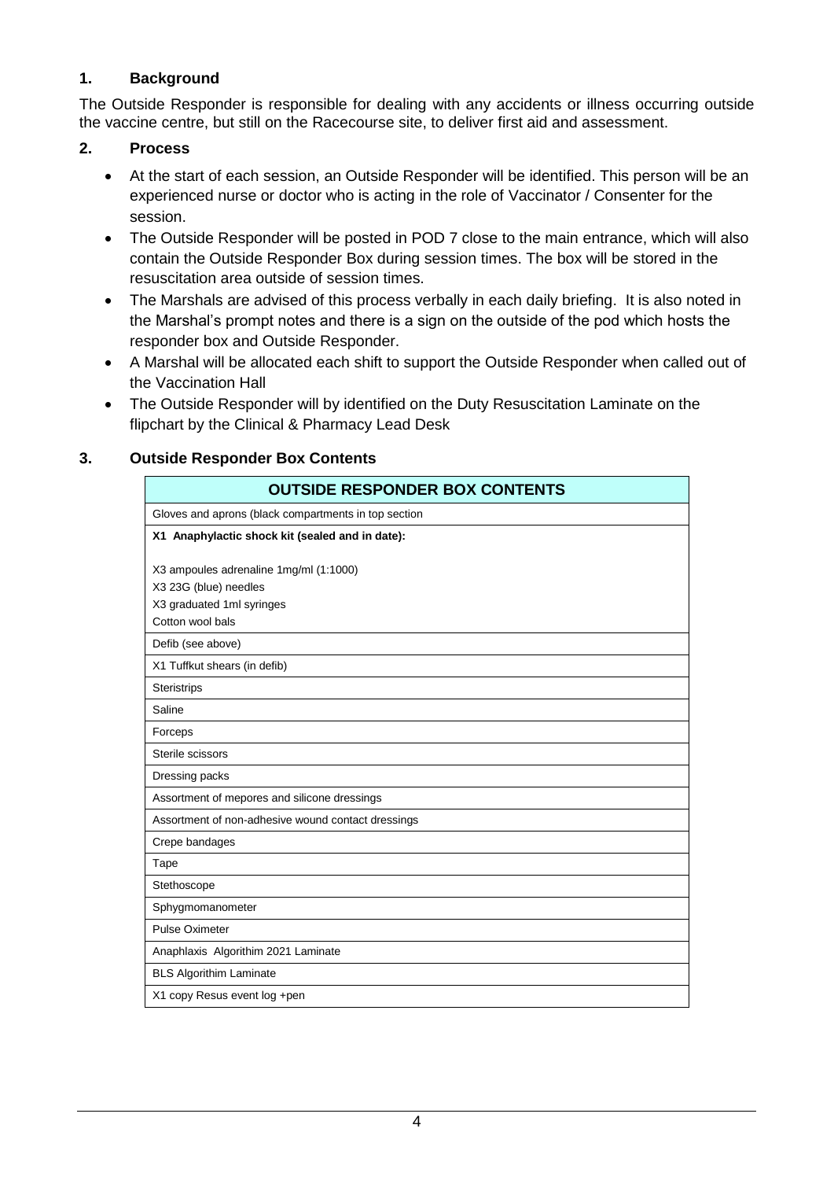## 1. Background

The Outside Responder is responsible for dealing with any accidents or illness occurring outside the vaccine centre, but still on the Racecourse site, to deliver first aid and assessment.

## 2. Process

- At the start of each session, an Outside Responder will be identified. This person will be an experienced nurse or doctor who is acting in the role of Vaccinator / Consenter for the session.
- The Outside Responder will be posted in POD 7 close to the main entrance, which will also contain the Outside Responder Box during session times. The box will be stored in the resuscitation area outside of session times.
- The Marshals are advised of this process verbally in each daily briefing. It is also noted in the Marshal's prompt notes and there is a sign on the outside of the pod which hosts the responder box and Outside Responder.
- A Marshal will be allocated each shift to support the Outside Responder when called out of the Vaccination Hall
- The Outside Responder will by identified on the Duty Resuscitation Laminate on the flipchart by the Clinical & Pharmacy Lead Desk

## 3. Outside Responder Box Contents

| OUTSIDE RESPONDER BOX CONTENTS |
|---|
| Gloves and aprons (black compartments in top section |
| **X1 Anaphylactic shock kit (sealed and in date):**<br><br>X3 ampoules adrenaline 1mg/ml (1:1000)<br>X3 23G (blue) needles<br>X3 graduated 1ml syringes<br>Cotton wool bals |
| Defib (see above) |
| X1 Tuffkut shears (in defib) |
| Steristrips |
| Saline |
| Forceps |
| Sterile scissors |
| Dressing packs |
| Assortment of mepores and silicone dressings |
| Assortment of non-adhesive wound contact dressings |
| Crepe bandages |
| Tape |
| Stethoscope |
| Sphygmomanometer |
| Pulse Oximeter |
| Anaphlaxis Algorithim 2021 Laminate |
| BLS Algorithim Laminate |
| X1 copy Resus event log +pen |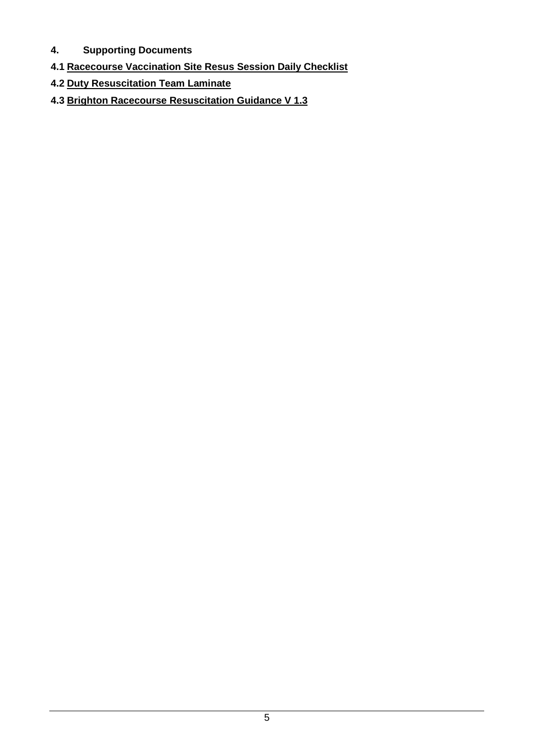## 4. Supporting Documents

**4.1 Racecourse Vaccination Site Resus Session Daily Checklist**

**4.2 Duty Resuscitation Team Laminate**

**4.3 Brighton Racecourse Resuscitation Guidance V 1.3**